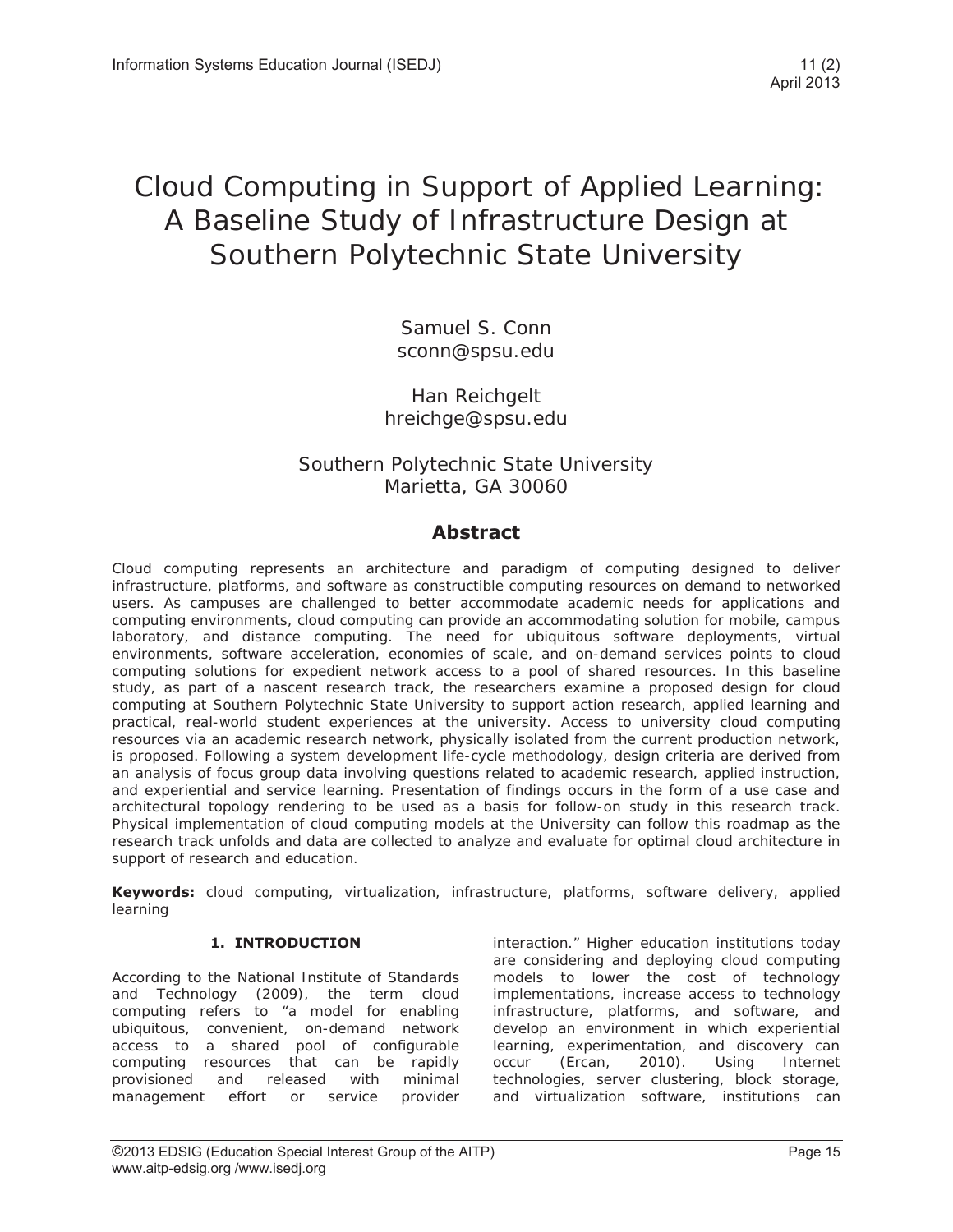# Cloud Computing in Support of Applied Learning: A Baseline Study of Infrastructure Design at Southern Polytechnic State University

Samuel S. Conn
sconn@spsu.edu

Han Reichgelt
hreichge@spsu.edu

Southern Polytechnic State University
Marietta, GA 30060

## Abstract

Cloud computing represents an architecture and paradigm of computing designed to deliver infrastructure, platforms, and software as constructible computing resources on demand to networked users. As campuses are challenged to better accommodate academic needs for applications and computing environments, cloud computing can provide an accommodating solution for mobile, campus laboratory, and distance computing. The need for ubiquitous software deployments, virtual environments, software acceleration, economies of scale, and on-demand services points to cloud computing solutions for expedient network access to a pool of shared resources. In this baseline study, as part of a nascent research track, the researchers examine a proposed design for cloud computing at Southern Polytechnic State University to support action research, applied learning and practical, real-world student experiences at the university. Access to university cloud computing resources via an academic research network, physically isolated from the current production network, is proposed. Following a system development life-cycle methodology, design criteria are derived from an analysis of focus group data involving questions related to academic research, applied instruction, and experiential and service learning. Presentation of findings occurs in the form of a use case and architectural topology rendering to be used as a basis for follow-on study in this research track. Physical implementation of cloud computing models at the University can follow this roadmap as the research track unfolds and data are collected to analyze and evaluate for optimal cloud architecture in support of research and education.

**Keywords:** cloud computing, virtualization, infrastructure, platforms, software delivery, applied learning

## 1. INTRODUCTION

According to the National Institute of Standards and Technology (2009), the term cloud computing refers to "a model for enabling ubiquitous, convenient, on-demand network access to a shared pool of configurable computing resources that can be rapidly provisioned and released with minimal management effort or service provider interaction." Higher education institutions today are considering and deploying cloud computing models to lower the cost of technology implementations, increase access to technology infrastructure, platforms, and software, and develop an environment in which experiential learning, experimentation, and discovery can occur (Ercan, 2010). Using Internet technologies, server clustering, block storage, and virtualization software, institutions can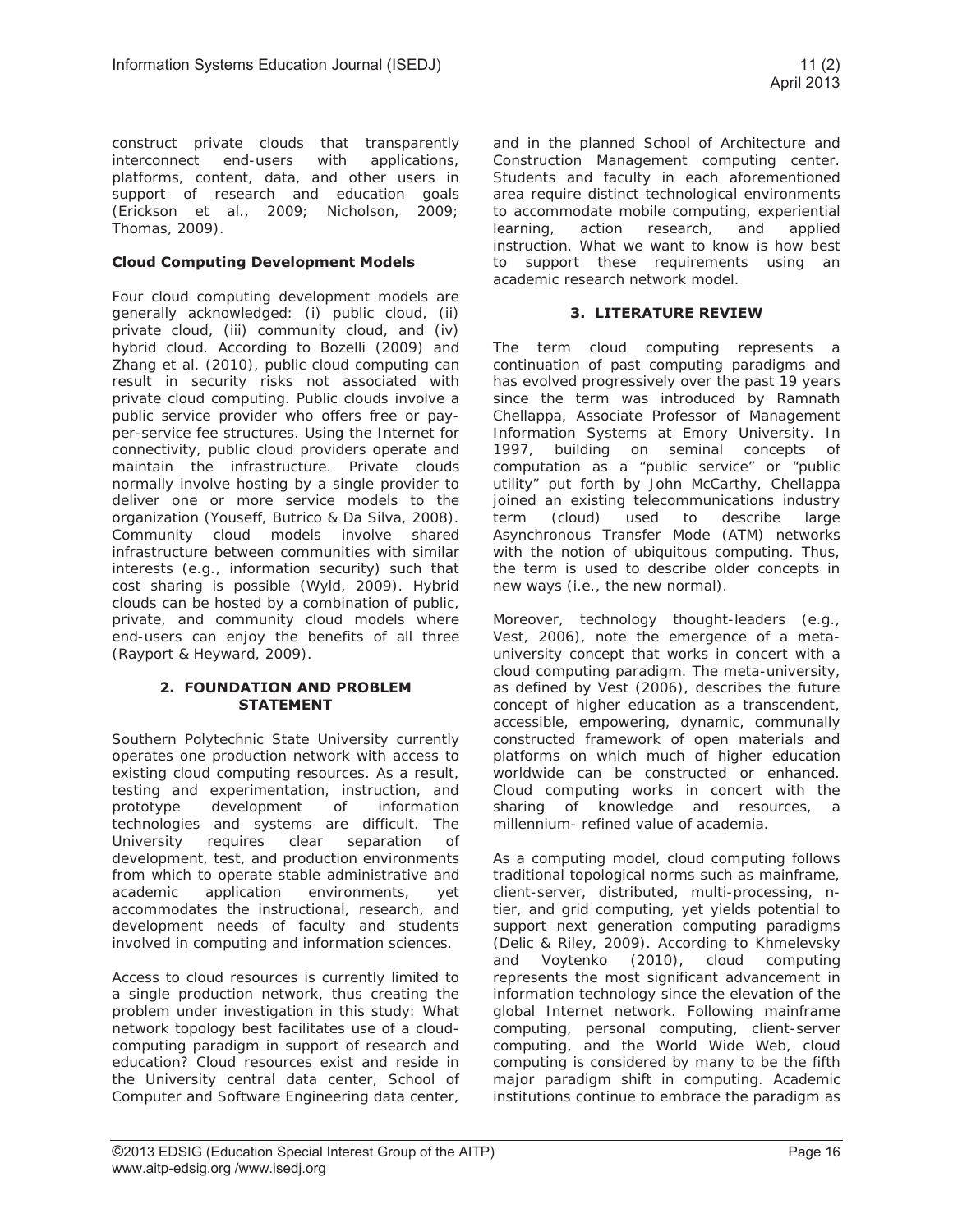construct private clouds that transparently interconnect end-users with applications, platforms, content, data, and other users in support of research and education goals (Erickson et al., 2009; Nicholson, 2009; Thomas, 2009).

**Cloud Computing Development Models**

Four cloud computing development models are generally acknowledged: (i) public cloud, (ii) private cloud, (iii) community cloud, and (iv) hybrid cloud. According to Bozelli (2009) and Zhang et al. (2010), public cloud computing can result in security risks not associated with private cloud computing. Public clouds involve a public service provider who offers free or pay-per-service fee structures. Using the Internet for connectivity, public cloud providers operate and maintain the infrastructure. Private clouds normally involve hosting by a single provider to deliver one or more service models to the organization (Youseff, Butrico & Da Silva, 2008). Community cloud models involve shared infrastructure between communities with similar interests (e.g., information security) such that cost sharing is possible (Wyld, 2009). Hybrid clouds can be hosted by a combination of public, private, and community cloud models where end-users can enjoy the benefits of all three (Rayport & Heyward, 2009).

## 2. FOUNDATION AND PROBLEM STATEMENT

Southern Polytechnic State University currently operates one production network with access to existing cloud computing resources. As a result, testing and experimentation, instruction, and prototype development of information technologies and systems are difficult. The University requires clear separation of development, test, and production environments from which to operate stable administrative and academic application environments, yet accommodates the instructional, research, and development needs of faculty and students involved in computing and information sciences.

Access to cloud resources is currently limited to a single production network, thus creating the problem under investigation in this study: What network topology best facilitates use of a cloud-computing paradigm in support of research and education? Cloud resources exist and reside in the University central data center, School of Computer and Software Engineering data center, and in the planned School of Architecture and Construction Management computing center. Students and faculty in each aforementioned area require distinct technological environments to accommodate mobile computing, experiential learning, action research, and applied instruction. What we want to know is how best to support these requirements using an academic research network model.

## 3. LITERATURE REVIEW

The term cloud computing represents a continuation of past computing paradigms and has evolved progressively over the past 19 years since the term was introduced by Ramnath Chellappa, Associate Professor of Management Information Systems at Emory University. In 1997, building on seminal concepts of computation as a "public service" or "public utility" put forth by John McCarthy, Chellappa joined an existing telecommunications industry term (cloud) used to describe large Asynchronous Transfer Mode (ATM) networks with the notion of ubiquitous computing. Thus, the term is used to describe older concepts in new ways (i.e., the new normal).

Moreover, technology thought-leaders (e.g., Vest, 2006), note the emergence of a meta-university concept that works in concert with a cloud computing paradigm. The meta-university, as defined by Vest (2006), describes the future concept of higher education as a transcendent, accessible, empowering, dynamic, communally constructed framework of open materials and platforms on which much of higher education worldwide can be constructed or enhanced. Cloud computing works in concert with the sharing of knowledge and resources, a millennium- refined value of academia.

As a computing model, cloud computing follows traditional topological norms such as mainframe, client-server, distributed, multi-processing, n-tier, and grid computing, yet yields potential to support next generation computing paradigms (Delic & Riley, 2009). According to Khmelevsky and Voytenko (2010), cloud computing represents the most significant advancement in information technology since the elevation of the global Internet network. Following mainframe computing, personal computing, client-server computing, and the World Wide Web, cloud computing is considered by many to be the fifth major paradigm shift in computing. Academic institutions continue to embrace the paradigm as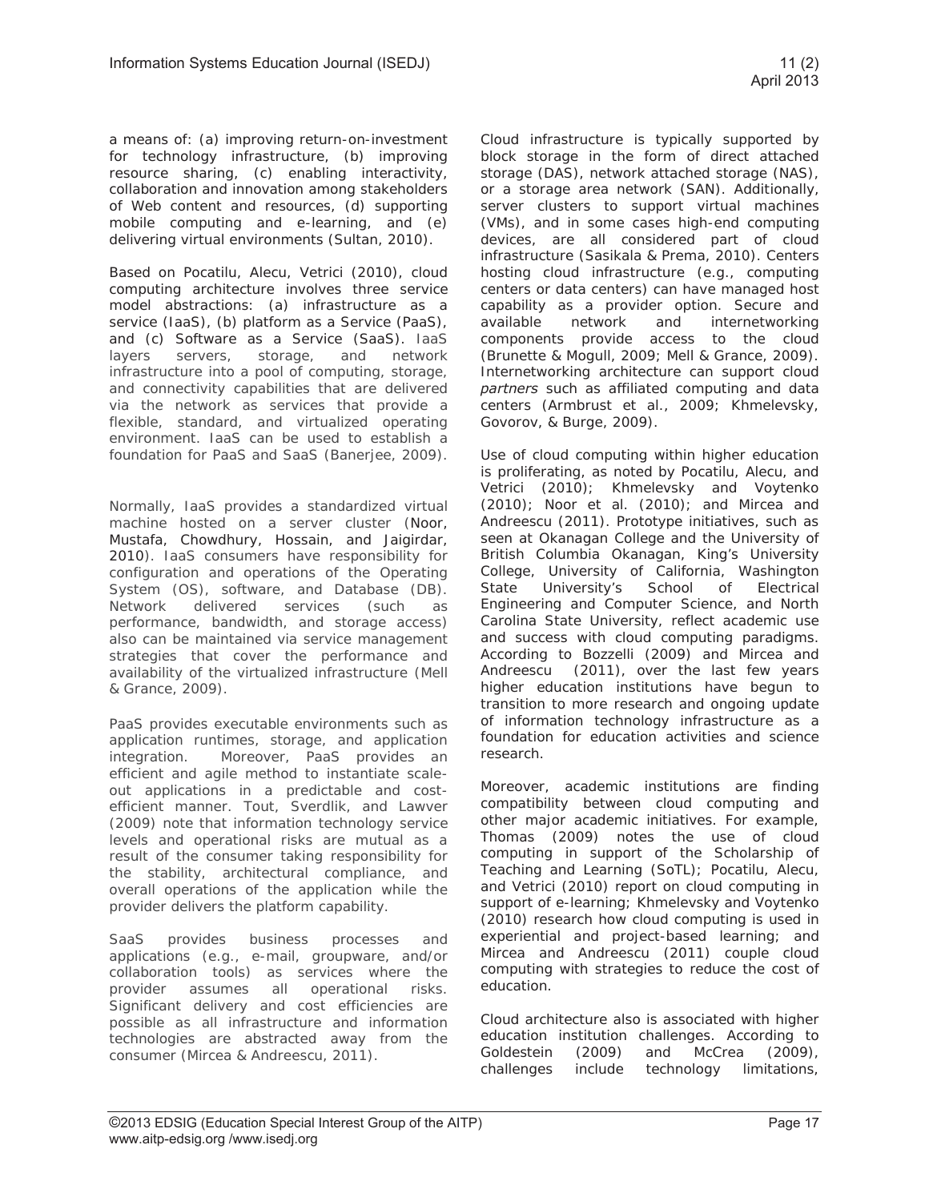a means of: (a) improving return-on-investment for technology infrastructure, (b) improving resource sharing, (c) enabling interactivity, collaboration and innovation among stakeholders of Web content and resources, (d) supporting mobile computing and e-learning, and (e) delivering virtual environments (Sultan, 2010).

Based on Pocatilu, Alecu, Vetrici (2010), cloud computing architecture involves three service model abstractions: (a) infrastructure as a service (IaaS), (b) platform as a Service (PaaS), and (c) Software as a Service (SaaS). IaaS layers servers, storage, and network infrastructure into a pool of computing, storage, and connectivity capabilities that are delivered via the network as services that provide a flexible, standard, and virtualized operating environment. IaaS can be used to establish a foundation for PaaS and SaaS (Banerjee, 2009).

Normally, IaaS provides a standardized virtual machine hosted on a server cluster (Noor, Mustafa, Chowdhury, Hossain, and Jaigirdar, 2010). IaaS consumers have responsibility for configuration and operations of the Operating System (OS), software, and Database (DB). Network delivered services (such as performance, bandwidth, and storage access) also can be maintained via service management strategies that cover the performance and availability of the virtualized infrastructure (Mell & Grance, 2009).

PaaS provides executable environments such as application runtimes, storage, and application integration. Moreover, PaaS provides an efficient and agile method to instantiate scale-out applications in a predictable and cost-efficient manner. Tout, Sverdlik, and Lawver (2009) note that information technology service levels and operational risks are mutual as a result of the consumer taking responsibility for the stability, architectural compliance, and overall operations of the application while the provider delivers the platform capability.

SaaS provides business processes and applications (e.g., e-mail, groupware, and/or collaboration tools) as services where the provider assumes all operational risks. Significant delivery and cost efficiencies are possible as all infrastructure and information technologies are abstracted away from the consumer (Mircea & Andreescu, 2011).

Cloud infrastructure is typically supported by block storage in the form of direct attached storage (DAS), network attached storage (NAS), or a storage area network (SAN). Additionally, server clusters to support virtual machines (VMs), and in some cases high-end computing devices, are all considered part of cloud infrastructure (Sasikala & Prema, 2010). Centers hosting cloud infrastructure (e.g., computing centers or data centers) can have managed host capability as a provider option. Secure and available network and internetworking components provide access to the cloud (Brunette & Mogull, 2009; Mell & Grance, 2009). Internetworking architecture can support cloud *partners* such as affiliated computing and data centers (Armbrust et al., 2009; Khmelevsky, Govorov, & Burge, 2009).

Use of cloud computing within higher education is proliferating, as noted by Pocatilu, Alecu, and Vetrici (2010); Khmelevsky and Voytenko (2010); Noor et al. (2010); and Mircea and Andreescu (2011). Prototype initiatives, such as seen at Okanagan College and the University of British Columbia Okanagan, King's University College, University of California, Washington State University's School of Electrical Engineering and Computer Science, and North Carolina State University, reflect academic use and success with cloud computing paradigms. According to Bozzelli (2009) and Mircea and Andreescu (2011), over the last few years higher education institutions have begun to transition to more research and ongoing update of information technology infrastructure as a foundation for education activities and science research.

Moreover, academic institutions are finding compatibility between cloud computing and other major academic initiatives. For example, Thomas (2009) notes the use of cloud computing in support of the Scholarship of Teaching and Learning (SoTL); Pocatilu, Alecu, and Vetrici (2010) report on cloud computing in support of e-learning; Khmelevsky and Voytenko (2010) research how cloud computing is used in experiential and project-based learning; and Mircea and Andreescu (2011) couple cloud computing with strategies to reduce the cost of education.

Cloud architecture also is associated with higher education institution challenges. According to Goldestein (2009) and McCrea (2009), challenges include technology limitations,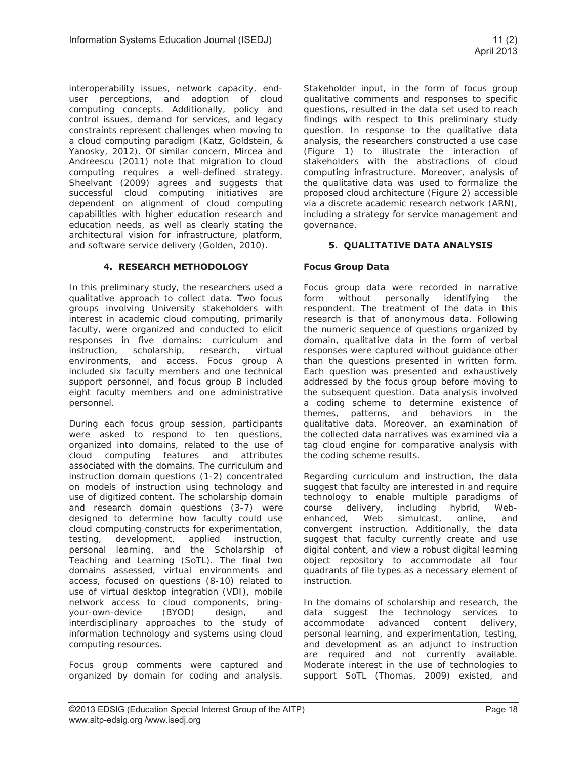interoperability issues, network capacity, end-user perceptions, and adoption of cloud computing concepts. Additionally, policy and control issues, demand for services, and legacy constraints represent challenges when moving to a cloud computing paradigm (Katz, Goldstein, & Yanosky, 2012). Of similar concern, Mircea and Andreescu (2011) note that migration to cloud computing requires a well-defined strategy. Sheelvant (2009) agrees and suggests that successful cloud computing initiatives are dependent on alignment of cloud computing capabilities with higher education research and education needs, as well as clearly stating the architectural vision for infrastructure, platform, and software service delivery (Golden, 2010).

## 4. RESEARCH METHODOLOGY

In this preliminary study, the researchers used a qualitative approach to collect data. Two focus groups involving University stakeholders with interest in academic cloud computing, primarily faculty, were organized and conducted to elicit responses in five domains: curriculum and instruction, scholarship, research, virtual environments, and access. Focus group A included six faculty members and one technical support personnel, and focus group B included eight faculty members and one administrative personnel.

During each focus group session, participants were asked to respond to ten questions, organized into domains, related to the use of cloud computing features and attributes associated with the domains. The curriculum and instruction domain questions (1-2) concentrated on models of instruction using technology and use of digitized content. The scholarship domain and research domain questions (3-7) were designed to determine how faculty could use cloud computing constructs for experimentation, testing, development, applied instruction, personal learning, and the Scholarship of Teaching and Learning (SoTL). The final two domains assessed, virtual environments and access, focused on questions (8-10) related to use of virtual desktop integration (VDI), mobile network access to cloud components, bring-your-own-device (BYOD) design, and interdisciplinary approaches to the study of information technology and systems using cloud computing resources.

Focus group comments were captured and organized by domain for coding and analysis. Stakeholder input, in the form of focus group qualitative comments and responses to specific questions, resulted in the data set used to reach findings with respect to this preliminary study question. In response to the qualitative data analysis, the researchers constructed a use case (Figure 1) to illustrate the interaction of stakeholders with the abstractions of cloud computing infrastructure. Moreover, analysis of the qualitative data was used to formalize the proposed cloud architecture (Figure 2) accessible via a discrete academic research network (ARN), including a strategy for service management and governance.

## 5. QUALITATIVE DATA ANALYSIS

### Focus Group Data

Focus group data were recorded in narrative form without personally identifying the respondent. The treatment of the data in this research is that of anonymous data. Following the numeric sequence of questions organized by domain, qualitative data in the form of verbal responses were captured without guidance other than the questions presented in written form. Each question was presented and exhaustively addressed by the focus group before moving to the subsequent question. Data analysis involved a coding scheme to determine existence of themes, patterns, and behaviors in the qualitative data. Moreover, an examination of the collected data narratives was examined via a tag cloud engine for comparative analysis with the coding scheme results.

Regarding curriculum and instruction, the data suggest that faculty are interested in and require technology to enable multiple paradigms of course delivery, including hybrid, Web-enhanced, Web simulcast, online, and convergent instruction. Additionally, the data suggest that faculty currently create and use digital content, and view a robust digital learning object repository to accommodate all four quadrants of file types as a necessary element of instruction.

In the domains of scholarship and research, the data suggest the technology services to accommodate advanced content delivery, personal learning, and experimentation, testing, and development as an adjunct to instruction are required and not currently available. Moderate interest in the use of technologies to support SoTL (Thomas, 2009) existed, and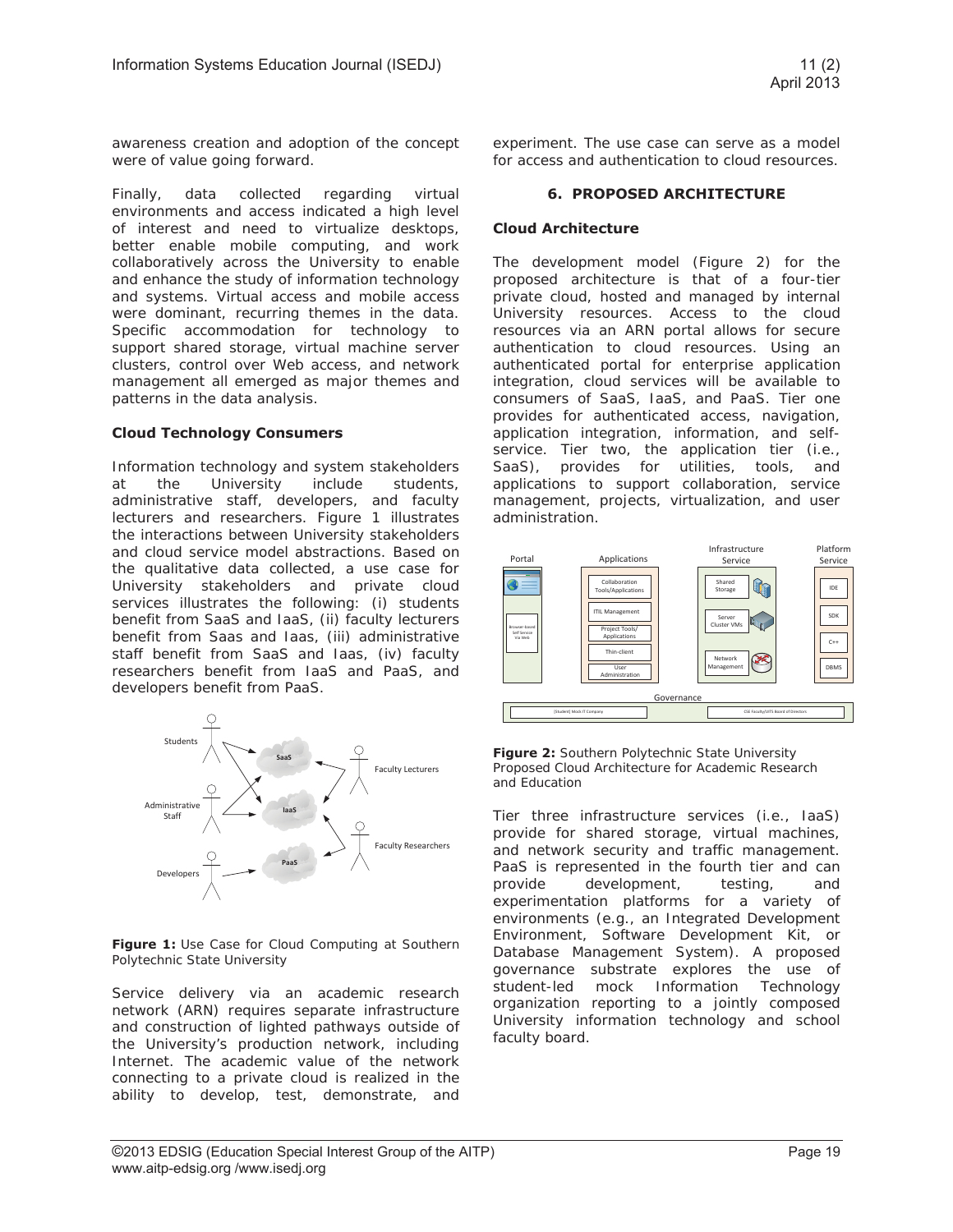awareness creation and adoption of the concept were of value going forward.

Finally, data collected regarding virtual environments and access indicated a high level of interest and need to virtualize desktops, better enable mobile computing, and work collaboratively across the University to enable and enhance the study of information technology and systems. Virtual access and mobile access were dominant, recurring themes in the data. Specific accommodation for technology to support shared storage, virtual machine server clusters, control over Web access, and network management all emerged as major themes and patterns in the data analysis.

### Cloud Technology Consumers

Information technology and system stakeholders at the University include students, administrative staff, developers, and faculty lecturers and researchers. Figure 1 illustrates the interactions between University stakeholders and cloud service model abstractions. Based on the qualitative data collected, a use case for University stakeholders and private cloud services illustrates the following: (i) students benefit from SaaS and IaaS, (ii) faculty lecturers benefit from Saas and Iaas, (iii) administrative staff benefit from SaaS and Iaas, (iv) faculty researchers benefit from IaaS and PaaS, and developers benefit from PaaS.

**Figure 1:** Use Case for Cloud Computing at Southern Polytechnic State University

Service delivery via an academic research network (ARN) requires separate infrastructure and construction of lighted pathways outside of the University's production network, including Internet. The academic value of the network connecting to a private cloud is realized in the ability to develop, test, demonstrate, and experiment. The use case can serve as a model for access and authentication to cloud resources.

## 6. PROPOSED ARCHITECTURE

### Cloud Architecture

The development model (Figure 2) for the proposed architecture is that of a four-tier private cloud, hosted and managed by internal University resources. Access to the cloud resources via an ARN portal allows for secure authentication to cloud resources. Using an authenticated portal for enterprise application integration, cloud services will be available to consumers of SaaS, IaaS, and PaaS. Tier one provides for authenticated access, navigation, application integration, information, and self-service. Tier two, the application tier (i.e., SaaS), provides for utilities, tools, and applications to support collaboration, service management, projects, virtualization, and user administration.

**Figure 2:** Southern Polytechnic State University Proposed Cloud Architecture for Academic Research and Education

Tier three infrastructure services (i.e., IaaS) provide for shared storage, virtual machines, and network security and traffic management. PaaS is represented in the fourth tier and can provide development, testing, and experimentation platforms for a variety of environments (e.g., an Integrated Development Environment, Software Development Kit, or Database Management System). A proposed governance substrate explores the use of student-led mock Information Technology organization reporting to a jointly composed University information technology and school faculty board.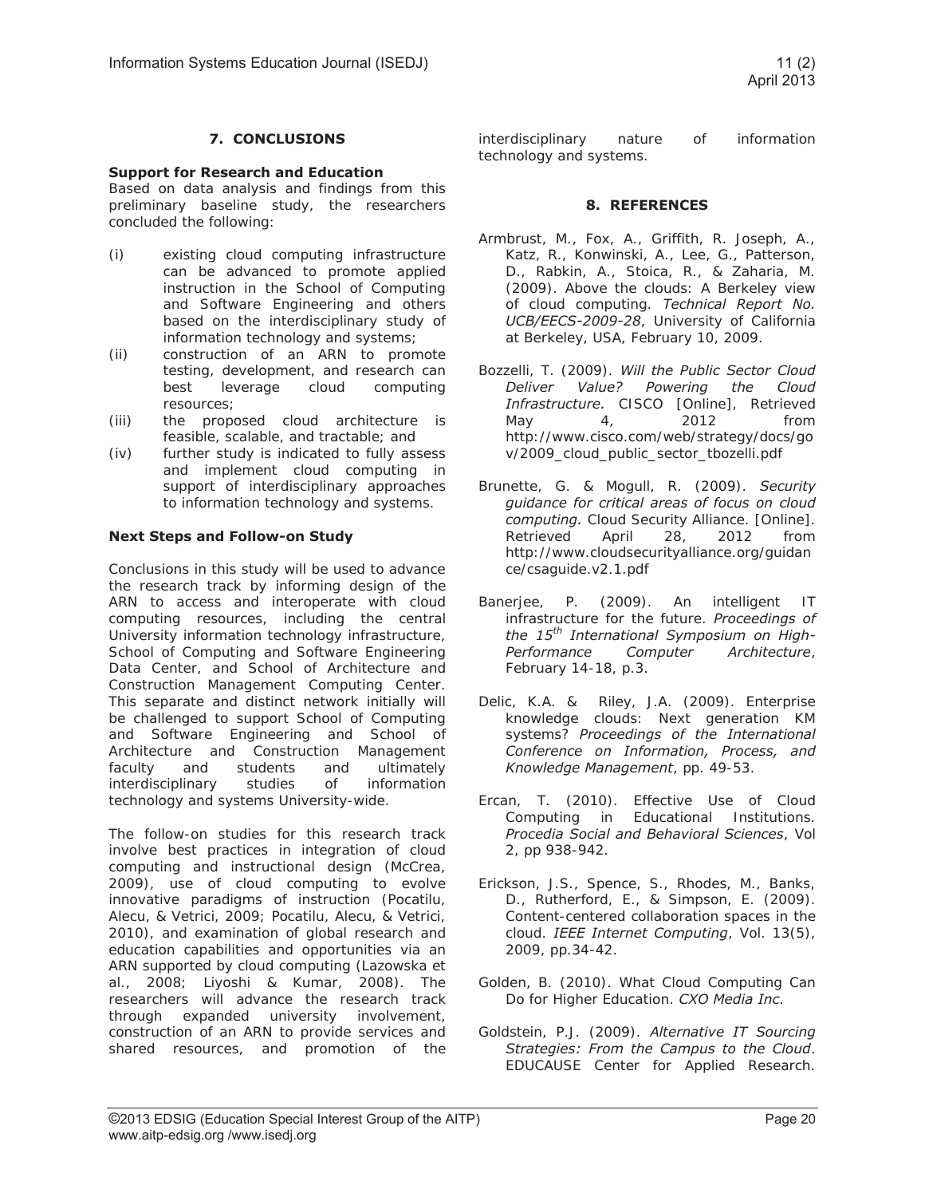## 7. CONCLUSIONS

**Support for Research and Education**

Based on data analysis and findings from this preliminary baseline study, the researchers concluded the following:

(i) existing cloud computing infrastructure can be advanced to promote applied instruction in the School of Computing and Software Engineering and others based on the interdisciplinary study of information technology and systems;

(ii) construction of an ARN to promote testing, development, and research can best leverage cloud computing resources;

(iii) the proposed cloud architecture is feasible, scalable, and tractable; and

(iv) further study is indicated to fully assess and implement cloud computing in support of interdisciplinary approaches to information technology and systems.

**Next Steps and Follow-on Study**

Conclusions in this study will be used to advance the research track by informing design of the ARN to access and interoperate with cloud computing resources, including the central University information technology infrastructure, School of Computing and Software Engineering Data Center, and School of Architecture and Construction Management Computing Center. This separate and distinct network initially will be challenged to support School of Computing and Software Engineering and School of Architecture and Construction Management faculty and students and ultimately interdisciplinary studies of information technology and systems University-wide.

The follow-on studies for this research track involve best practices in integration of cloud computing and instructional design (McCrea, 2009), use of cloud computing to evolve innovative paradigms of instruction (Pocatilu, Alecu, & Vetrici, 2009; Pocatilu, Alecu, & Vetrici, 2010), and examination of global research and education capabilities and opportunities via an ARN supported by cloud computing (Lazowska et al., 2008; Liyoshi & Kumar, 2008). The researchers will advance the research track through expanded university involvement, construction of an ARN to provide services and shared resources, and promotion of the interdisciplinary nature of information technology and systems.

## 8. REFERENCES

Armbrust, M., Fox, A., Griffith, R. Joseph, A., Katz, R., Konwinski, A., Lee, G., Patterson, D., Rabkin, A., Stoica, R., & Zaharia, M. (2009). Above the clouds: A Berkeley view of cloud computing. *Technical Report No. UCB/EECS-2009-28*, University of California at Berkeley, USA, February 10, 2009.

Bozzelli, T. (2009). *Will the Public Sector Cloud Deliver Value? Powering the Cloud Infrastructure.* CISCO [Online], Retrieved May 4, 2012 from http://www.cisco.com/web/strategy/docs/gov/2009_cloud_public_sector_tbozelli.pdf

Brunette, G. & Mogull, R. (2009). *Security guidance for critical areas of focus on cloud computing.* Cloud Security Alliance. [Online]. Retrieved April 28, 2012 from http://www.cloudsecurityalliance.org/guidance/csaguide.v2.1.pdf

Banerjee, P. (2009). An intelligent IT infrastructure for the future. *Proceedings of the 15th International Symposium on High-Performance Computer Architecture*, February 14-18, p.3.

Delic, K.A. & Riley, J.A. (2009). Enterprise knowledge clouds: Next generation KM systems? *Proceedings of the International Conference on Information, Process, and Knowledge Management*, pp. 49-53.

Ercan, T. (2010). Effective Use of Cloud Computing in Educational Institutions. *Procedia Social and Behavioral Sciences*, Vol 2, pp 938-942.

Erickson, J.S., Spence, S., Rhodes, M., Banks, D., Rutherford, E., & Simpson, E. (2009). Content-centered collaboration spaces in the cloud. *IEEE Internet Computing*, Vol. 13(5), 2009, pp.34-42.

Golden, B. (2010). What Cloud Computing Can Do for Higher Education. *CXO Media Inc*.

Goldstein, P.J. (2009). *Alternative IT Sourcing Strategies: From the Campus to the Cloud*. EDUCAUSE Center for Applied Research.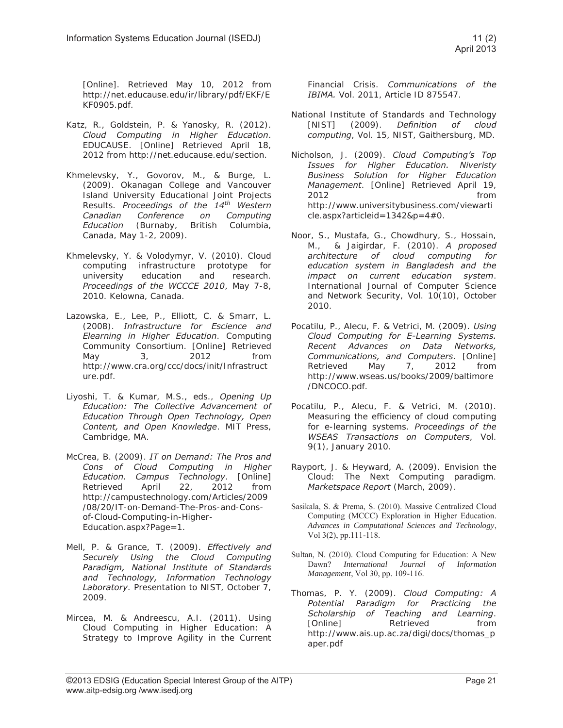[Online]. Retrieved May 10, 2012 from http://net.educause.edu/ir/library/pdf/EKF/EKF0905.pdf.

Katz, R., Goldstein, P. & Yanosky, R. (2012). *Cloud Computing in Higher Education*. EDUCAUSE. [Online] Retrieved April 18, 2012 from http://net.educause.edu/section.

Khmelevsky, Y., Govorov, M., & Burge, L. (2009). Okanagan College and Vancouver Island University Educational Joint Projects Results. *Proceedings of the 14th Western Canadian Conference on Computing Education* (Burnaby, British Columbia, Canada, May 1-2, 2009).

Khmelevsky, Y. & Volodymyr, V. (2010). Cloud computing infrastructure prototype for university education and research. *Proceedings of the WCCCE 2010*, May 7-8, 2010. Kelowna, Canada.

Lazowska, E., Lee, P., Elliott, C. & Smarr, L. (2008). *Infrastructure for Escience and Elearning in Higher Education*. Computing Community Consortium. [Online] Retrieved May 3, 2012 from http://www.cra.org/ccc/docs/init/Infrastructure.pdf.

Liyoshi, T. & Kumar, M.S., eds., *Opening Up Education: The Collective Advancement of Education Through Open Technology, Open Content, and Open Knowledge*. MIT Press, Cambridge, MA.

McCrea, B. (2009). *IT on Demand: The Pros and Cons of Cloud Computing in Higher Education. Campus Technology*. [Online] Retrieved April 22, 2012 from http://campustechnology.com/Articles/2009/08/20/IT-on-Demand-The-Pros-and-Cons-of-Cloud-Computing-in-Higher-Education.aspx?Page=1.

Mell, P. & Grance, T. (2009). *Effectively and Securely Using the Cloud Computing Paradigm, National Institute of Standards and Technology, Information Technology Laboratory*. Presentation to NIST, October 7, 2009.

Mircea, M. & Andreescu, A.I. (2011). Using Cloud Computing in Higher Education: A Strategy to Improve Agility in the Current Financial Crisis. *Communications of the IBIMA.* Vol. 2011, Article ID 875547.

National Institute of Standards and Technology [NIST] (2009). *Definition of cloud computing*, Vol. 15, NIST, Gaithersburg, MD.

Nicholson, J. (2009). *Cloud Computing's Top Issues for Higher Education. Niveristy Business Solution for Higher Education Management*. [Online] Retrieved April 19, 2012 from http://www.universitybusiness.com/viewarticle.aspx?articleid=1342&p=4#0.

Noor, S., Mustafa, G., Chowdhury, S., Hossain, M., & Jaigirdar, F. (2010). *A proposed architecture of cloud computing for education system in Bangladesh and the impact on current education system*. International Journal of Computer Science and Network Security, Vol. 10(10), October 2010.

Pocatilu, P., Alecu, F. & Vetrici, M. (2009). *Using Cloud Computing for E-Learning Systems. Recent Advances on Data Networks, Communications, and Computers*. [Online] Retrieved May 7, 2012 from http://www.wseas.us/books/2009/baltimore/DNCOCO.pdf.

Pocatilu, P., Alecu, F. & Vetrici, M. (2010). Measuring the efficiency of cloud computing for e-learning systems. *Proceedings of the WSEAS Transactions on Computers*, Vol. 9(1), January 2010.

Rayport, J. & Heyward, A. (2009). Envision the Cloud: The Next Computing paradigm. *Marketspace Report* (March, 2009).

Sasikala, S. & Prema, S. (2010). Massive Centralized Cloud Computing (MCCC) Exploration in Higher Education. *Advances in Computational Sciences and Technology*, Vol 3(2), pp.111-118.

Sultan, N. (2010). Cloud Computing for Education: A New Dawn? *International Journal of Information Management*, Vol 30, pp. 109-116.

Thomas, P. Y. (2009). *Cloud Computing: A Potential Paradigm for Practicing the Scholarship of Teaching and Learning*. [Online] Retrieved from http://www.ais.up.ac.za/digi/docs/thomas_paper.pdf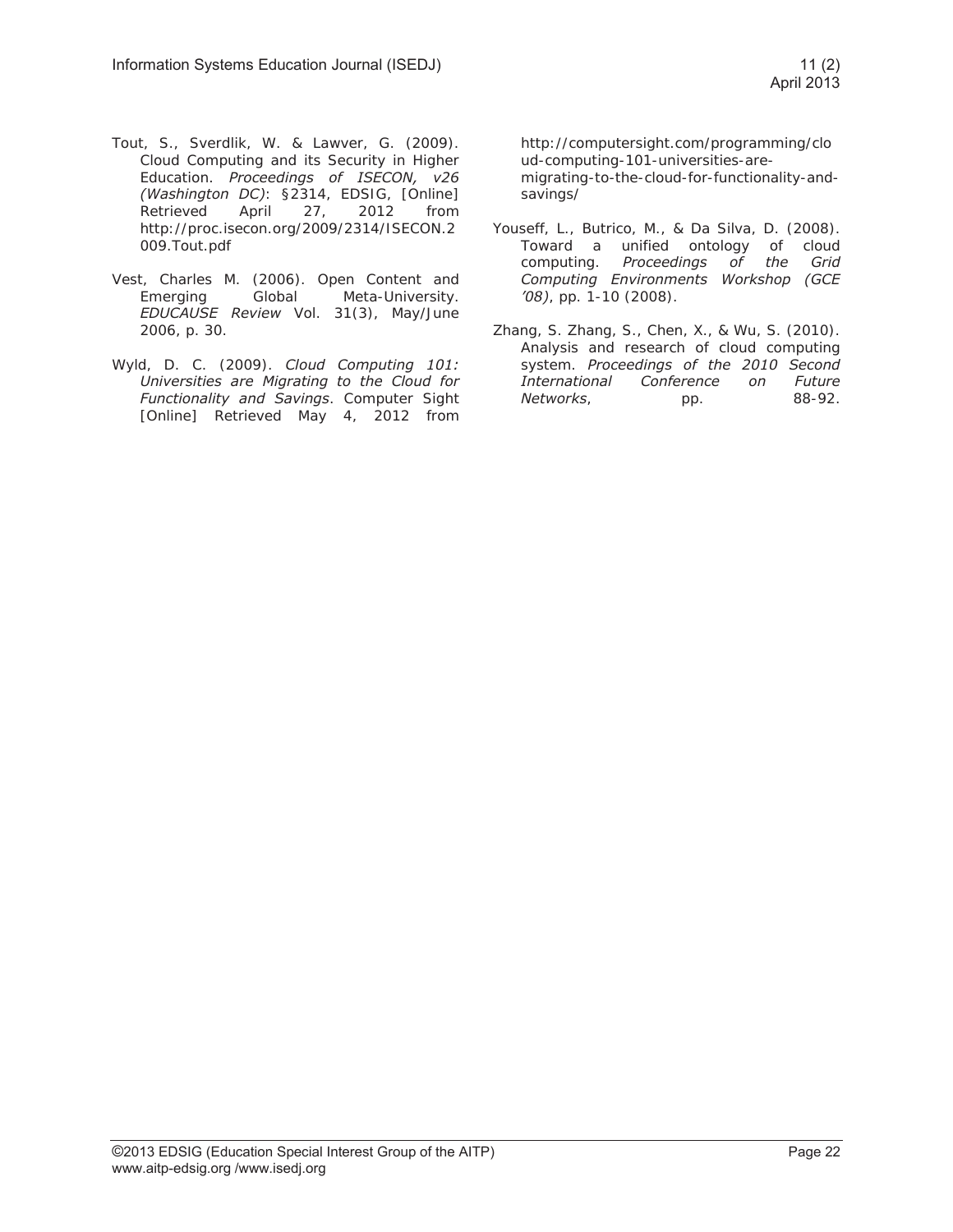Tout, S., Sverdlik, W. & Lawver, G. (2009). Cloud Computing and its Security in Higher Education. *Proceedings of ISECON, v26 (Washington DC)*: §2314, EDSIG, [Online] Retrieved April 27, 2012 from http://proc.isecon.org/2009/2314/ISECON.2009.Tout.pdf

Vest, Charles M. (2006). Open Content and Emerging Global Meta-University. *EDUCAUSE Review* Vol. 31(3), May/June 2006, p. 30.

Wyld, D. C. (2009). *Cloud Computing 101: Universities are Migrating to the Cloud for Functionality and Savings*. Computer Sight [Online] Retrieved May 4, 2012 from http://computersight.com/programming/cloud-computing-101-universities-are-migrating-to-the-cloud-for-functionality-and-savings/

Youseff, L., Butrico, M., & Da Silva, D. (2008). Toward a unified ontology of cloud computing. *Proceedings of the Grid Computing Environments Workshop (GCE '08)*, pp. 1-10 (2008).

Zhang, S. Zhang, S., Chen, X., & Wu, S. (2010). Analysis and research of cloud computing system. *Proceedings of the 2010 Second International Conference on Future Networks*, pp. 88-92.